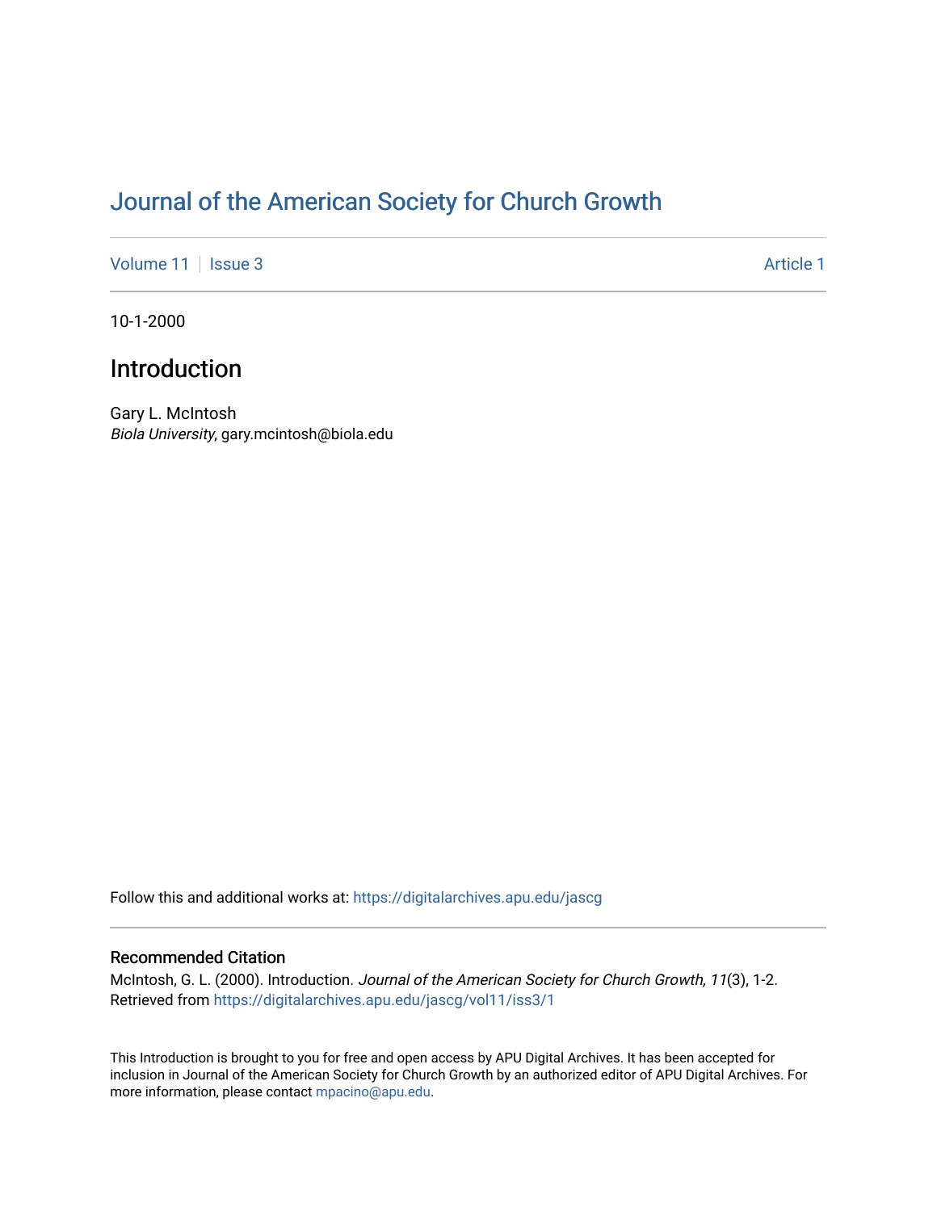# Journal of the American Society for Church Growth

Volume 11 | Issue 3 | Article 1

10-1-2000

## Introduction

Gary L. McIntosh
*Biola University*, gary.mcintosh@biola.edu

Follow this and additional works at: https://digitalarchives.apu.edu/jascg

### Recommended Citation

McIntosh, G. L. (2000). Introduction. *Journal of the American Society for Church Growth, 11*(3), 1-2. Retrieved from https://digitalarchives.apu.edu/jascg/vol11/iss3/1

This Introduction is brought to you for free and open access by APU Digital Archives. It has been accepted for inclusion in Journal of the American Society for Church Growth by an authorized editor of APU Digital Archives. For more information, please contact mpacino@apu.edu.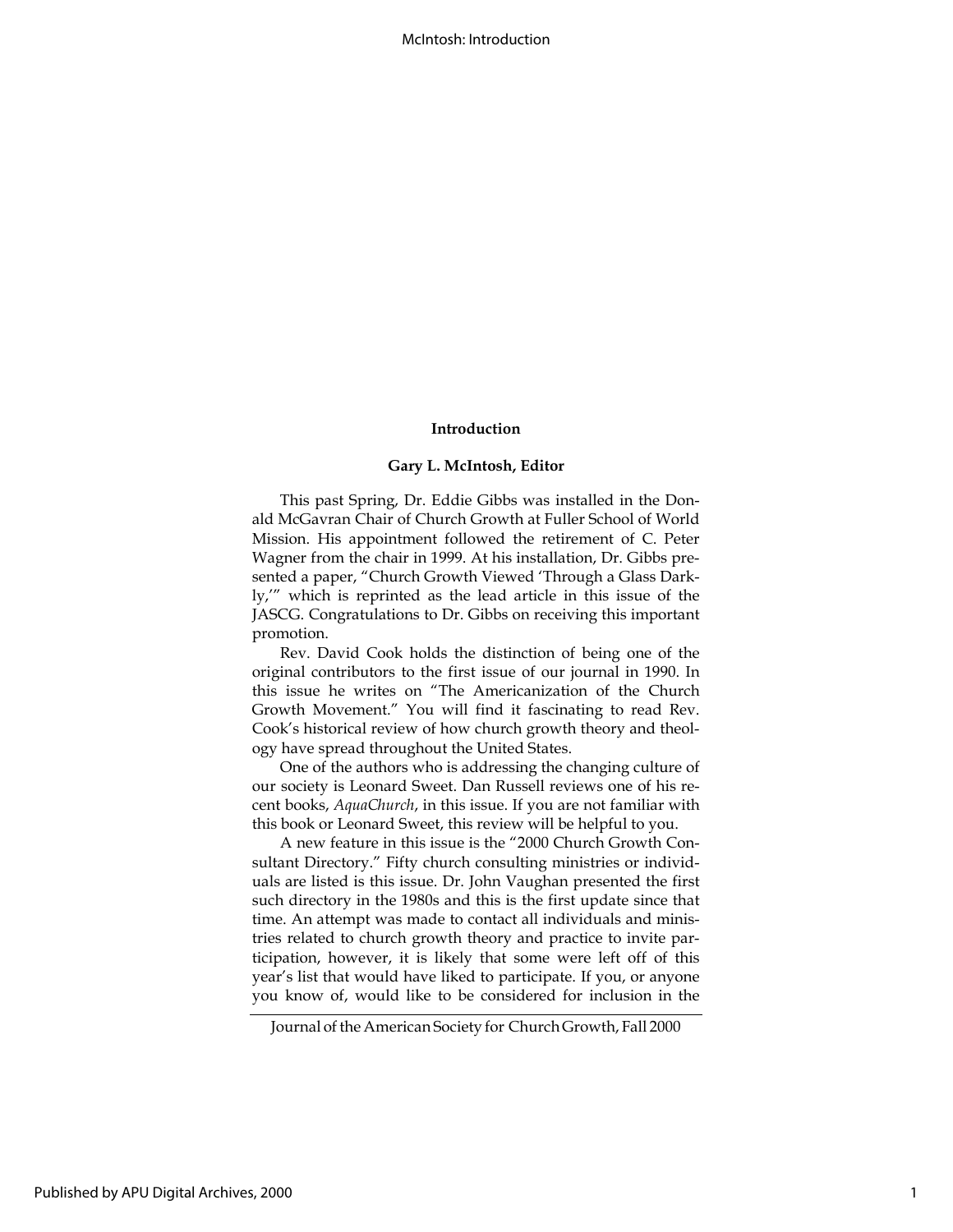## Introduction

### Gary L. McIntosh, Editor

This past Spring, Dr. Eddie Gibbs was installed in the Donald McGavran Chair of Church Growth at Fuller School of World Mission. His appointment followed the retirement of C. Peter Wagner from the chair in 1999. At his installation, Dr. Gibbs presented a paper, "Church Growth Viewed 'Through a Glass Darkly,'" which is reprinted as the lead article in this issue of the JASCG. Congratulations to Dr. Gibbs on receiving this important promotion.

Rev. David Cook holds the distinction of being one of the original contributors to the first issue of our journal in 1990. In this issue he writes on "The Americanization of the Church Growth Movement." You will find it fascinating to read Rev. Cook's historical review of how church growth theory and theology have spread throughout the United States.

One of the authors who is addressing the changing culture of our society is Leonard Sweet. Dan Russell reviews one of his recent books, *AquaChurch*, in this issue. If you are not familiar with this book or Leonard Sweet, this review will be helpful to you.

A new feature in this issue is the "2000 Church Growth Consultant Directory." Fifty church consulting ministries or individuals are listed is this issue. Dr. John Vaughan presented the first such directory in the 1980s and this is the first update since that time. An attempt was made to contact all individuals and ministries related to church growth theory and practice to invite participation, however, it is likely that some were left off of this year's list that would have liked to participate. If you, or anyone you know of, would like to be considered for inclusion in the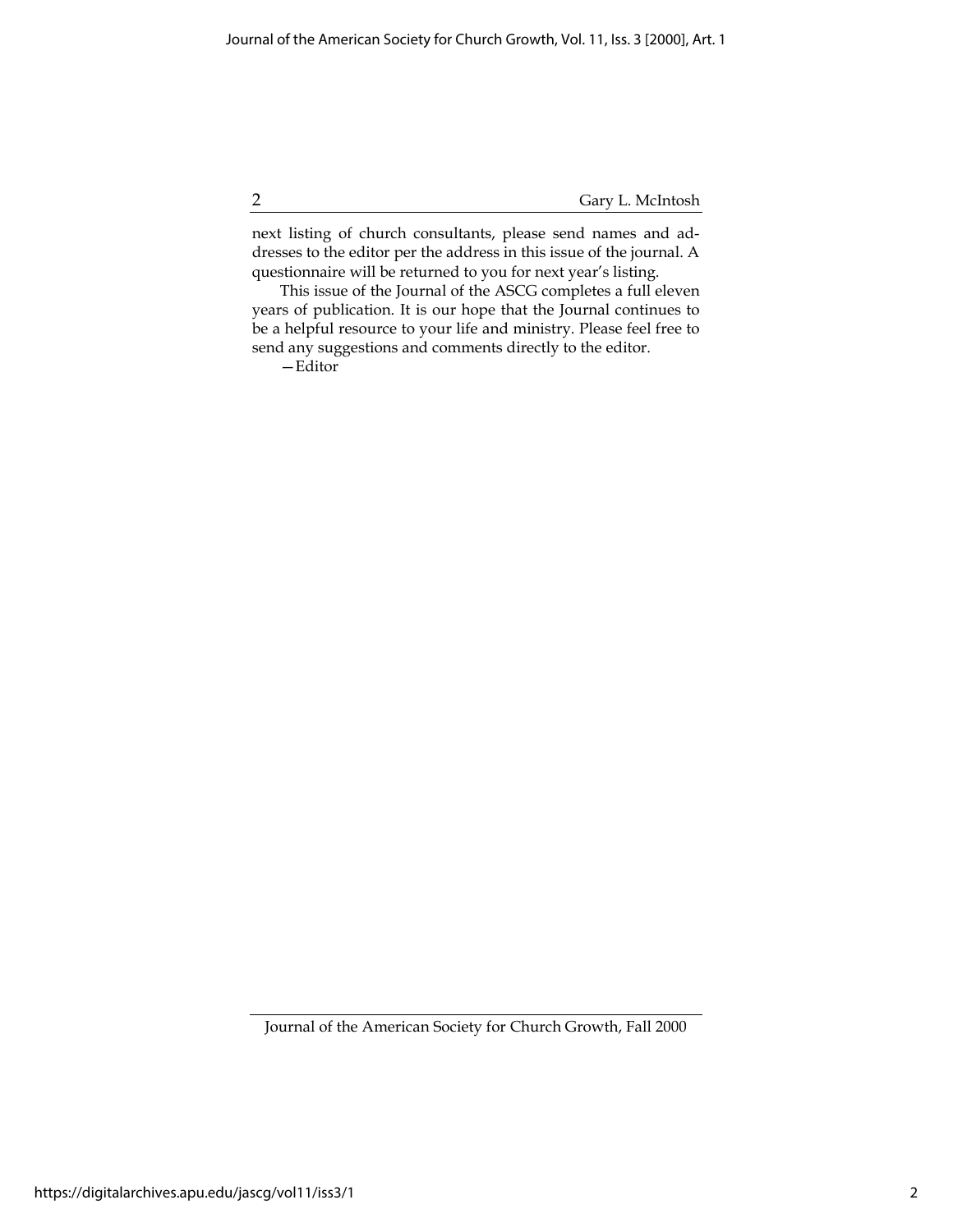next listing of church consultants, please send names and addresses to the editor per the address in this issue of the journal. A questionnaire will be returned to you for next year's listing.

This issue of the Journal of the ASCG completes a full eleven years of publication. It is our hope that the Journal continues to be a helpful resource to your life and ministry. Please feel free to send any suggestions and comments directly to the editor.

—Editor